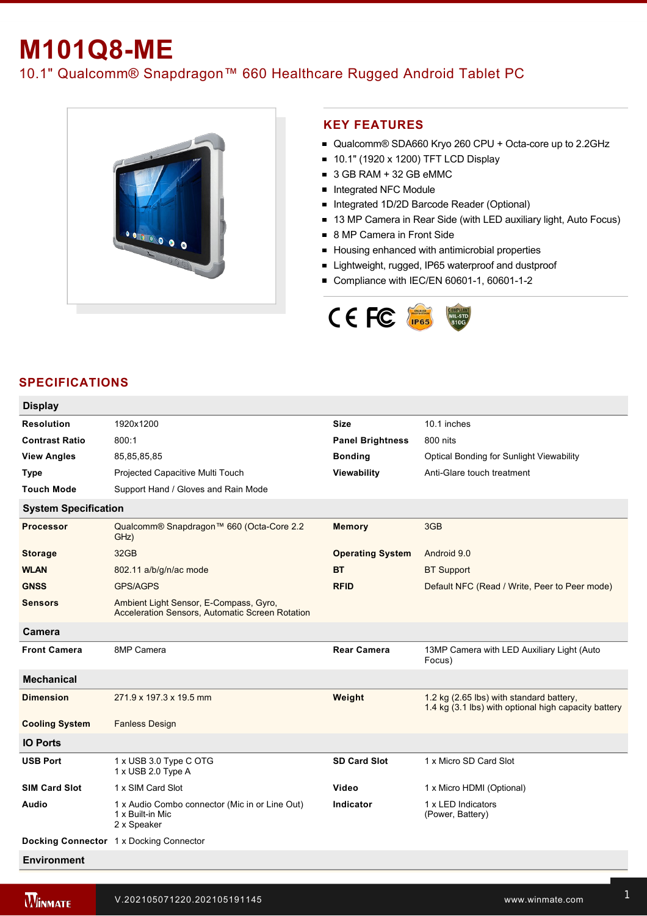# M101Q8-ME

10.1" Qualcomm® Snapdragon™ 660 Healthcare Rugged Android Tablet PC

## KEY FEATURES

- Qualcomm® SDA660 Kryo 260 CPU + Octa-core up to 2.2GHz
- 10.1" (1920 x 1200) TFT LCD Display
- 3 GB RAM + 32 GB eMMC
- Integrated NFC Module
- Integrated 1D/2D Barcode Reader (Optional)
- 13 MP Camera in Rear Side (with LED auxiliary light, Auto Focus)
- 8 MP Camera in Front Side
- Housing enhanced with antimicrobial properties
- Lightweight, rugged, IP65 waterproof and dustproof
- Compliance with IEC/EN 60601-1, 60601-1-2

## SPECIFICATIONS

### Display

| | | | |
|---|---|---|---|
| **Resolution** | 1920x1200 | **Size** | 10.1 inches |
| **Contrast Ratio** | 800:1 | **Panel Brightness** | 800 nits |
| **View Angles** | 85,85,85,85 | **Bonding** | Optical Bonding for Sunlight Viewability |
| **Type** | Projected Capacitive Multi Touch | **Viewability** | Anti-Glare touch treatment |
| **Touch Mode** | Support Hand / Gloves and Rain Mode | | |

### System Specification

| | | | |
|---|---|---|---|
| **Processor** | Qualcomm® Snapdragon™ 660 (Octa-Core 2.2 GHz) | **Memory** | 3GB |
| **Storage** | 32GB | **Operating System** | Android 9.0 |
| **WLAN** | 802.11 a/b/g/n/ac mode | **BT** | BT Support |
| **GNSS** | GPS/AGPS | **RFID** | Default NFC (Read / Write, Peer to Peer mode) |
| **Sensors** | Ambient Light Sensor, E-Compass, Gyro, Acceleration Sensors, Automatic Screen Rotation | | |

### Camera

| | | | |
|---|---|---|---|
| **Front Camera** | 8MP Camera | **Rear Camera** | 13MP Camera with LED Auxiliary Light (Auto Focus) |

### Mechanical

| | | | |
|---|---|---|---|
| **Dimension** | 271.9 x 197.3 x 19.5 mm | **Weight** | 1.2 kg (2.65 lbs) with standard battery,<br>1.4 kg (3.1 lbs) with optional high capacity battery |
| **Cooling System** | Fanless Design | | |

### IO Ports

| | | | |
|---|---|---|---|
| **USB Port** | 1 x USB 3.0 Type C OTG<br>1 x USB 2.0 Type A | **SD Card Slot** | 1 x Micro SD Card Slot |
| **SIM Card Slot** | 1 x SIM Card Slot | **Video** | 1 x Micro HDMI (Optional) |
| **Audio** | 1 x Audio Combo connector (Mic in or Line Out)<br>1 x Built-in Mic<br>2 x Speaker | **Indicator** | 1 x LED Indicators<br>(Power, Battery) |
| **Docking Connector** | 1 x Docking Connector | | |

### Environment

V.202105071220.202105191145 www.winmate.com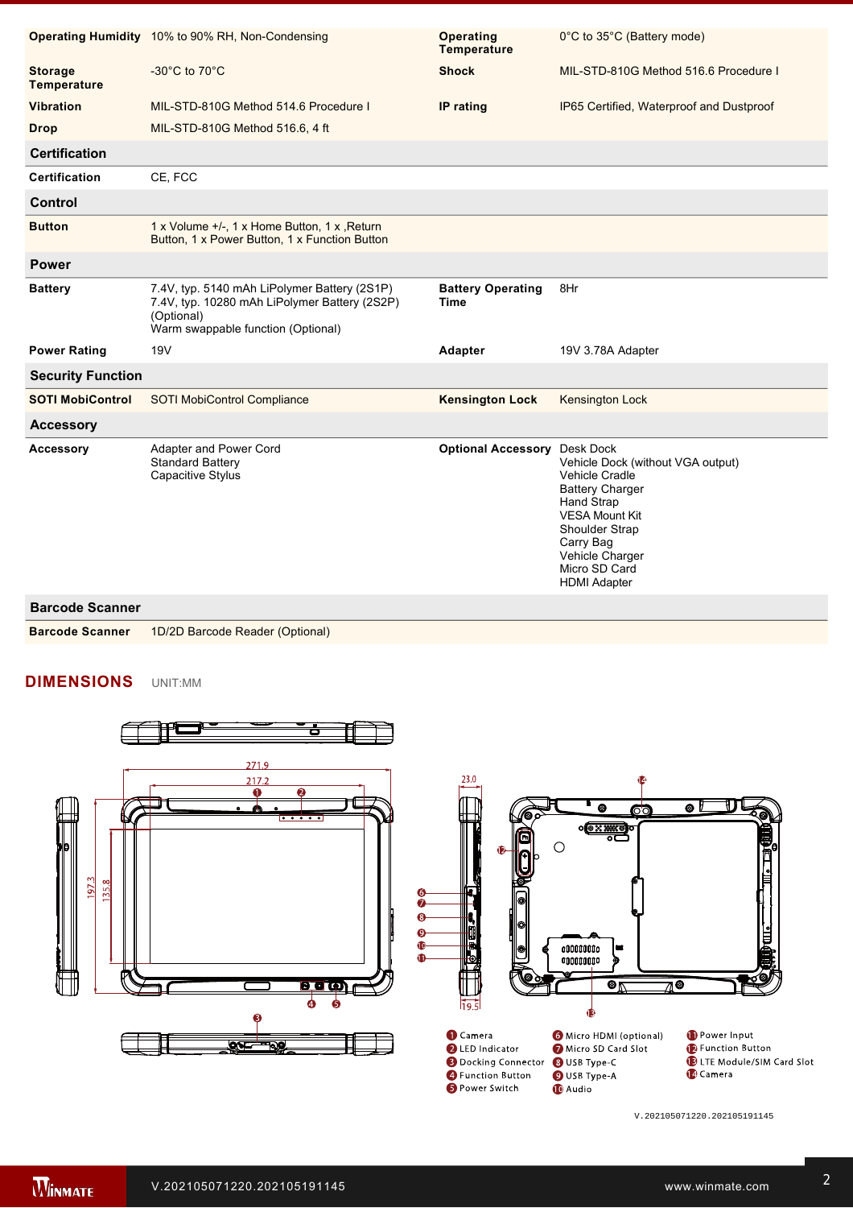| | | | |
|---|---|---|---|
| **Operating Humidity** | 10% to 90% RH, Non-Condensing | **Operating Temperature** | 0°C to 35°C (Battery mode) |
| **Storage Temperature** | -30°C to 70°C | **Shock** | MIL-STD-810G Method 516.6 Procedure I |
| **Vibration** | MIL-STD-810G Method 514.6 Procedure I | **IP rating** | IP65 Certified, Waterproof and Dustproof |
| **Drop** | MIL-STD-810G Method 516.6, 4 ft | | |

## Certification

| | |
|---|---|
| **Certification** | CE, FCC |

## Control

| | |
|---|---|
| **Button** | 1 x Volume +/-, 1 x Home Button, 1 x ,Return Button, 1 x Power Button, 1 x Function Button |

## Power

| | | | |
|---|---|---|---|
| **Battery** | 7.4V, typ. 5140 mAh LiPolymer Battery (2S1P)<br>7.4V, typ. 10280 mAh LiPolymer Battery (2S2P) (Optional)<br>Warm swappable function (Optional) | **Battery Operating Time** | 8Hr |
| **Power Rating** | 19V | **Adapter** | 19V 3.78A Adapter |

## Security Function

| | | | |
|---|---|---|---|
| **SOTI MobiControl** | SOTI MobiControl Compliance | **Kensington Lock** | Kensington Lock |

## Accessory

| | | | |
|---|---|---|---|
| **Accessory** | Adapter and Power Cord<br>Standard Battery<br>Capacitive Stylus | **Optional Accessory** | Desk Dock<br>Vehicle Dock (without VGA output)<br>Vehicle Cradle<br>Battery Charger<br>Hand Strap<br>VESA Mount Kit<br>Shoulder Strap<br>Carry Bag<br>Vehicle Charger<br>Micro SD Card<br>HDMI Adapter |

## Barcode Scanner

| | |
|---|---|
| **Barcode Scanner** | 1D/2D Barcode Reader (Optional) |

## DIMENSIONS

UNIT:MM

271.9
217.2
197.3
135.8
23.0
19.5

1 Camera
2 LED Indicator
3 Docking Connector
4 Function Button
5 Power Switch
6 Micro HDMI (optional)
7 Micro SD Card Slot
8 USB Type-C
9 USB Type-A
10 Audio
11 Power Input
12 Function Button
13 LTE Module/SIM Card Slot
14 Camera

V.202105071220.202105191145